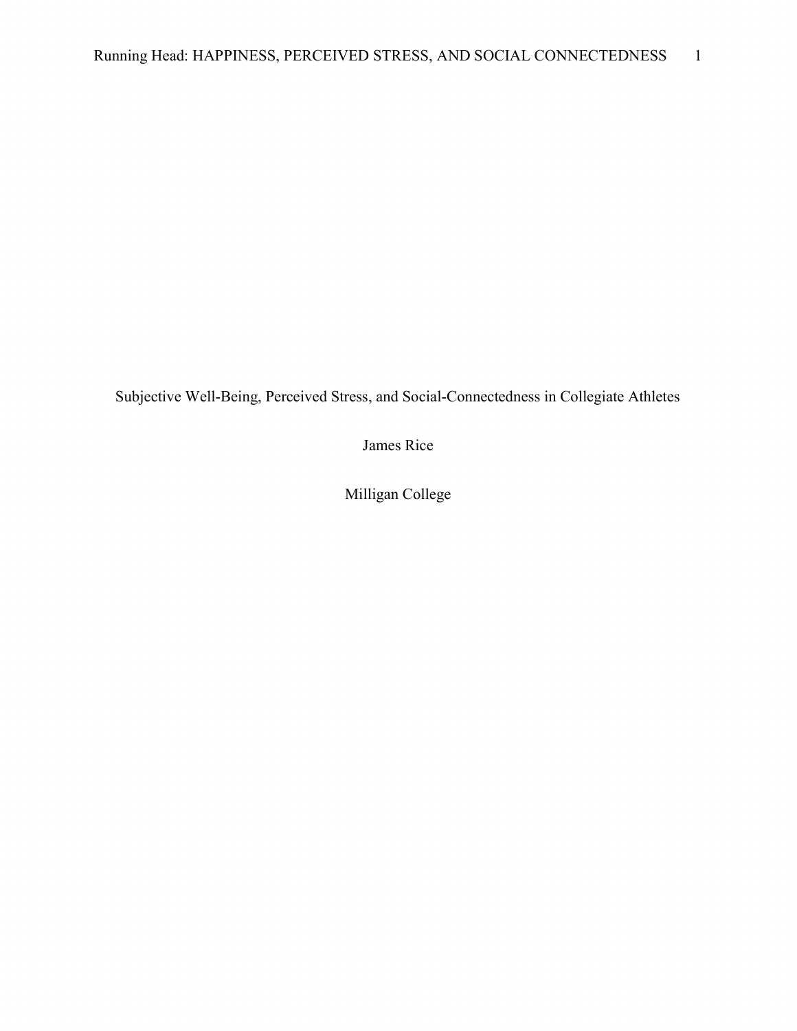# Subjective Well-Being, Perceived Stress, and Social-Connectedness in Collegiate Athletes

James Rice

Milligan College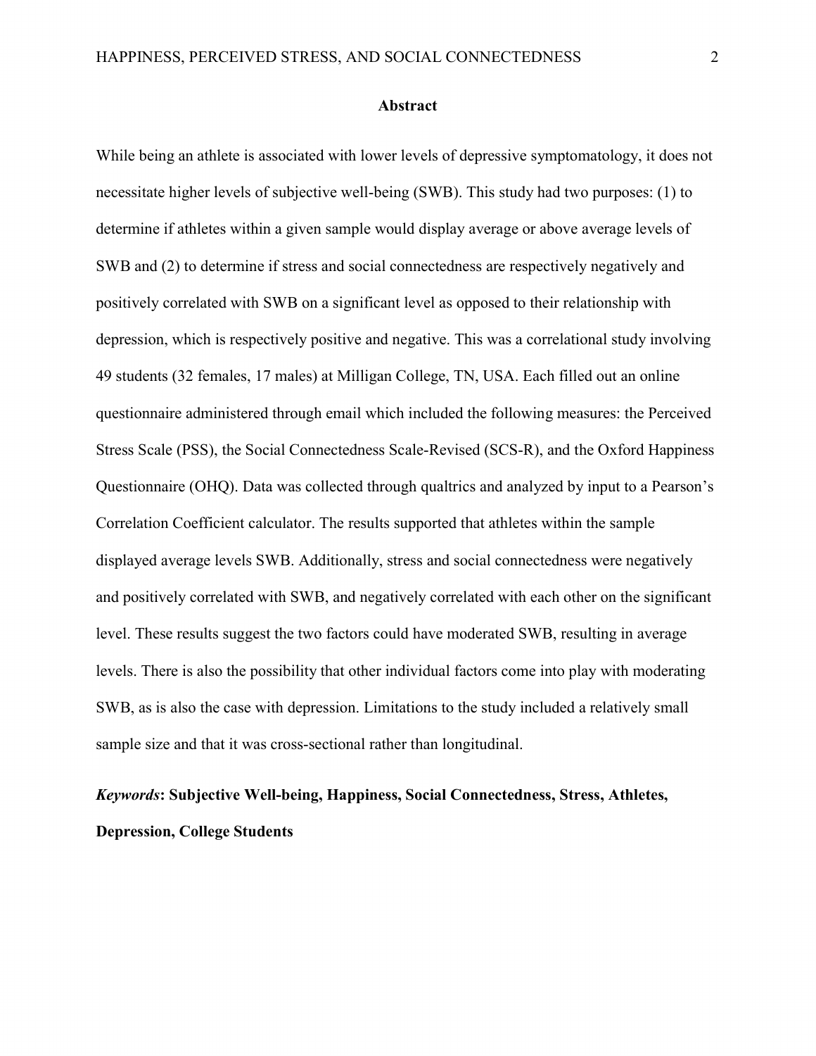## Abstract

While being an athlete is associated with lower levels of depressive symptomatology, it does not necessitate higher levels of subjective well-being (SWB). This study had two purposes: (1) to determine if athletes within a given sample would display average or above average levels of SWB and (2) to determine if stress and social connectedness are respectively negatively and positively correlated with SWB on a significant level as opposed to their relationship with depression, which is respectively positive and negative. This was a correlational study involving 49 students (32 females, 17 males) at Milligan College, TN, USA. Each filled out an online questionnaire administered through email which included the following measures: the Perceived Stress Scale (PSS), the Social Connectedness Scale-Revised (SCS-R), and the Oxford Happiness Questionnaire (OHQ). Data was collected through qualtrics and analyzed by input to a Pearson's Correlation Coefficient calculator. The results supported that athletes within the sample displayed average levels SWB. Additionally, stress and social connectedness were negatively and positively correlated with SWB, and negatively correlated with each other on the significant level. These results suggest the two factors could have moderated SWB, resulting in average levels. There is also the possibility that other individual factors come into play with moderating SWB, as is also the case with depression. Limitations to the study included a relatively small sample size and that it was cross-sectional rather than longitudinal.

***Keywords*: Subjective Well-being, Happiness, Social Connectedness, Stress, Athletes, Depression, College Students**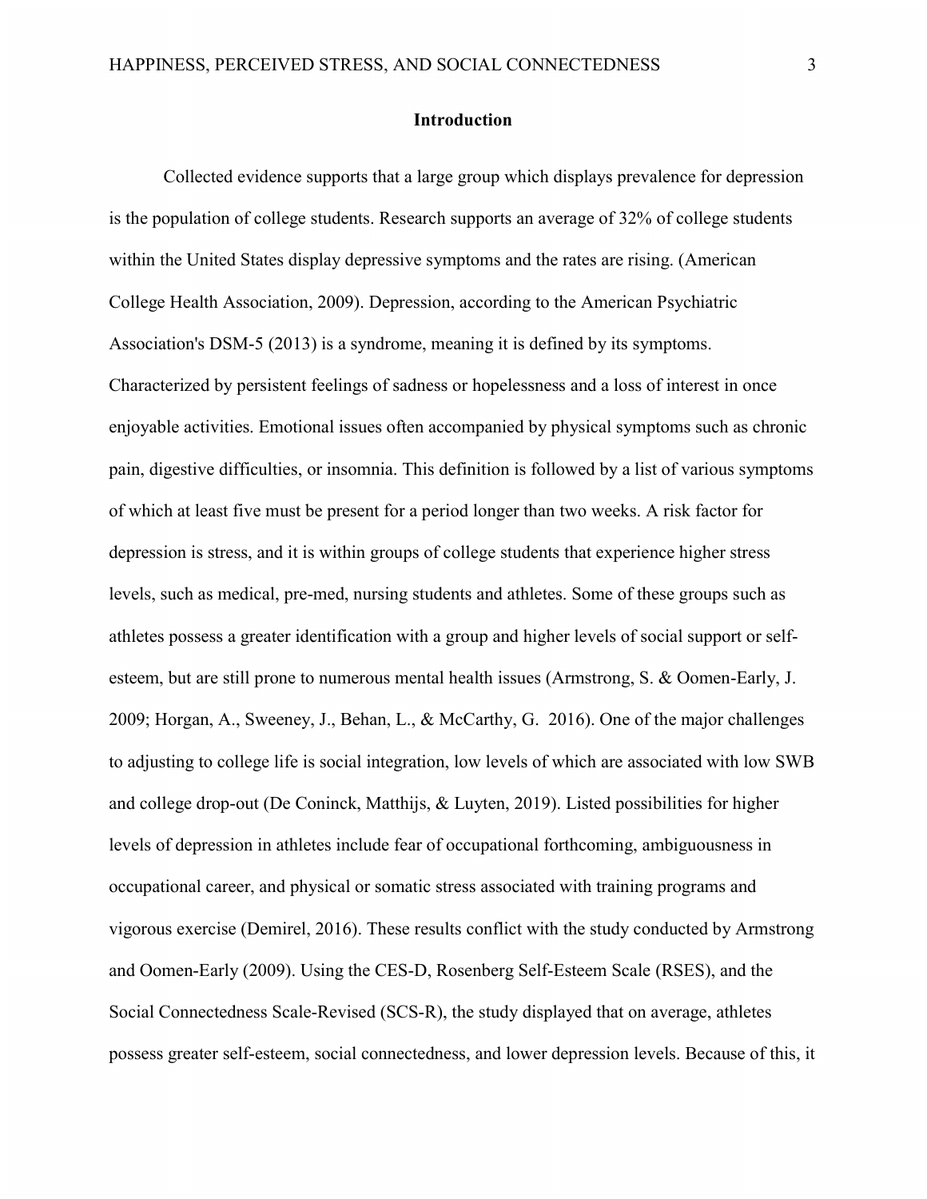# Introduction

Collected evidence supports that a large group which displays prevalence for depression is the population of college students. Research supports an average of 32% of college students within the United States display depressive symptoms and the rates are rising. (American College Health Association, 2009). Depression, according to the American Psychiatric Association's DSM-5 (2013) is a syndrome, meaning it is defined by its symptoms. Characterized by persistent feelings of sadness or hopelessness and a loss of interest in once enjoyable activities. Emotional issues often accompanied by physical symptoms such as chronic pain, digestive difficulties, or insomnia. This definition is followed by a list of various symptoms of which at least five must be present for a period longer than two weeks. A risk factor for depression is stress, and it is within groups of college students that experience higher stress levels, such as medical, pre-med, nursing students and athletes. Some of these groups such as athletes possess a greater identification with a group and higher levels of social support or self-esteem, but are still prone to numerous mental health issues (Armstrong, S. & Oomen-Early, J. 2009; Horgan, A., Sweeney, J., Behan, L., & McCarthy, G. 2016). One of the major challenges to adjusting to college life is social integration, low levels of which are associated with low SWB and college drop-out (De Coninck, Matthijs, & Luyten, 2019). Listed possibilities for higher levels of depression in athletes include fear of occupational forthcoming, ambiguousness in occupational career, and physical or somatic stress associated with training programs and vigorous exercise (Demirel, 2016). These results conflict with the study conducted by Armstrong and Oomen-Early (2009). Using the CES-D, Rosenberg Self-Esteem Scale (RSES), and the Social Connectedness Scale-Revised (SCS-R), the study displayed that on average, athletes possess greater self-esteem, social connectedness, and lower depression levels. Because of this, it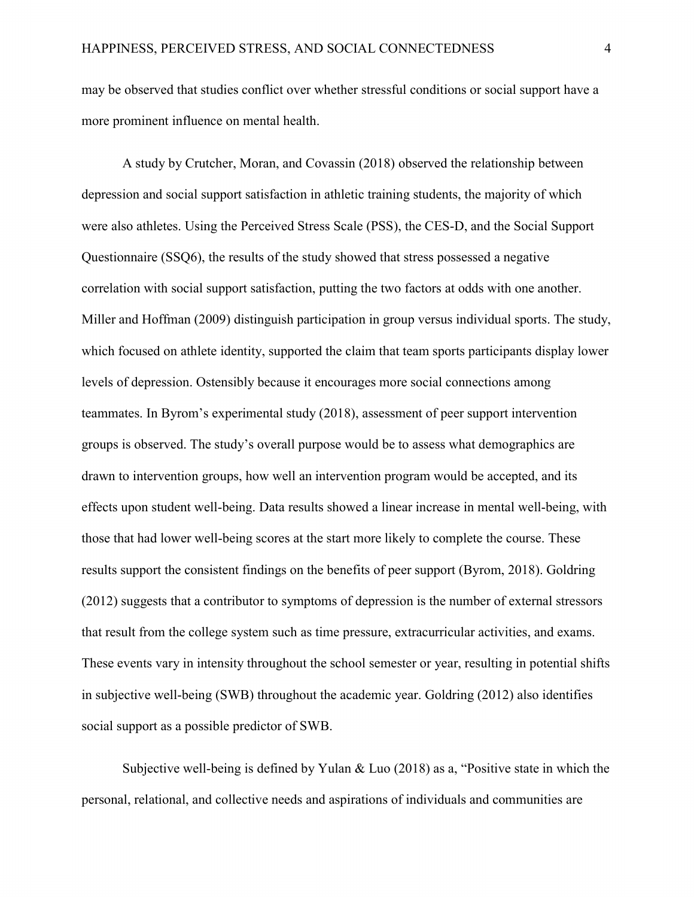may be observed that studies conflict over whether stressful conditions or social support have a more prominent influence on mental health.

A study by Crutcher, Moran, and Covassin (2018) observed the relationship between depression and social support satisfaction in athletic training students, the majority of which were also athletes. Using the Perceived Stress Scale (PSS), the CES-D, and the Social Support Questionnaire (SSQ6), the results of the study showed that stress possessed a negative correlation with social support satisfaction, putting the two factors at odds with one another. Miller and Hoffman (2009) distinguish participation in group versus individual sports. The study, which focused on athlete identity, supported the claim that team sports participants display lower levels of depression. Ostensibly because it encourages more social connections among teammates. In Byrom's experimental study (2018), assessment of peer support intervention groups is observed. The study's overall purpose would be to assess what demographics are drawn to intervention groups, how well an intervention program would be accepted, and its effects upon student well-being. Data results showed a linear increase in mental well-being, with those that had lower well-being scores at the start more likely to complete the course. These results support the consistent findings on the benefits of peer support (Byrom, 2018). Goldring (2012) suggests that a contributor to symptoms of depression is the number of external stressors that result from the college system such as time pressure, extracurricular activities, and exams. These events vary in intensity throughout the school semester or year, resulting in potential shifts in subjective well-being (SWB) throughout the academic year. Goldring (2012) also identifies social support as a possible predictor of SWB.

Subjective well-being is defined by Yulan & Luo (2018) as a, "Positive state in which the personal, relational, and collective needs and aspirations of individuals and communities are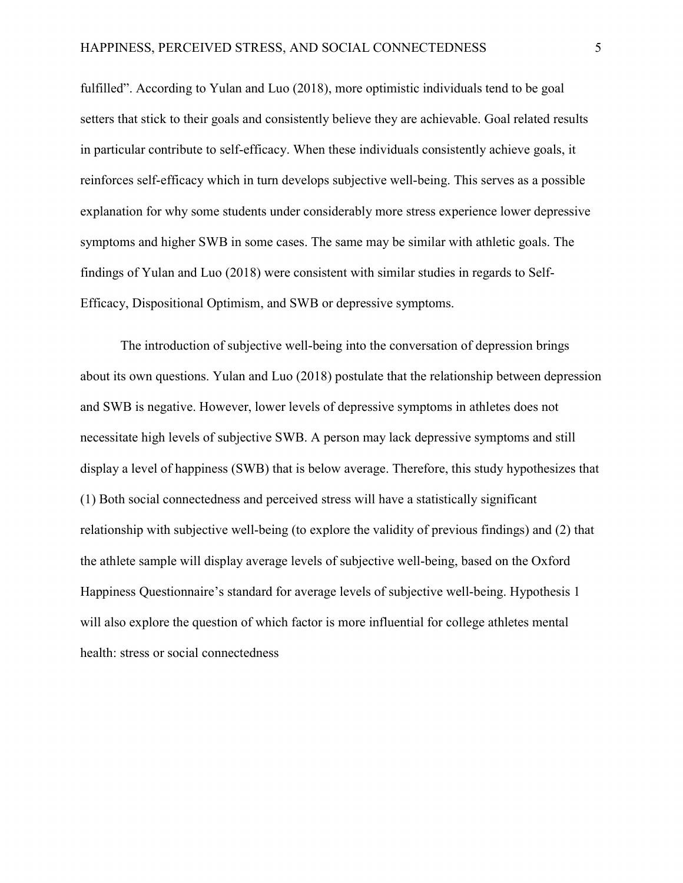fulfilled". According to Yulan and Luo (2018), more optimistic individuals tend to be goal setters that stick to their goals and consistently believe they are achievable. Goal related results in particular contribute to self-efficacy. When these individuals consistently achieve goals, it reinforces self-efficacy which in turn develops subjective well-being. This serves as a possible explanation for why some students under considerably more stress experience lower depressive symptoms and higher SWB in some cases. The same may be similar with athletic goals. The findings of Yulan and Luo (2018) were consistent with similar studies in regards to Self-Efficacy, Dispositional Optimism, and SWB or depressive symptoms.

The introduction of subjective well-being into the conversation of depression brings about its own questions. Yulan and Luo (2018) postulate that the relationship between depression and SWB is negative. However, lower levels of depressive symptoms in athletes does not necessitate high levels of subjective SWB. A person may lack depressive symptoms and still display a level of happiness (SWB) that is below average. Therefore, this study hypothesizes that (1) Both social connectedness and perceived stress will have a statistically significant relationship with subjective well-being (to explore the validity of previous findings) and (2) that the athlete sample will display average levels of subjective well-being, based on the Oxford Happiness Questionnaire's standard for average levels of subjective well-being. Hypothesis 1 will also explore the question of which factor is more influential for college athletes mental health: stress or social connectedness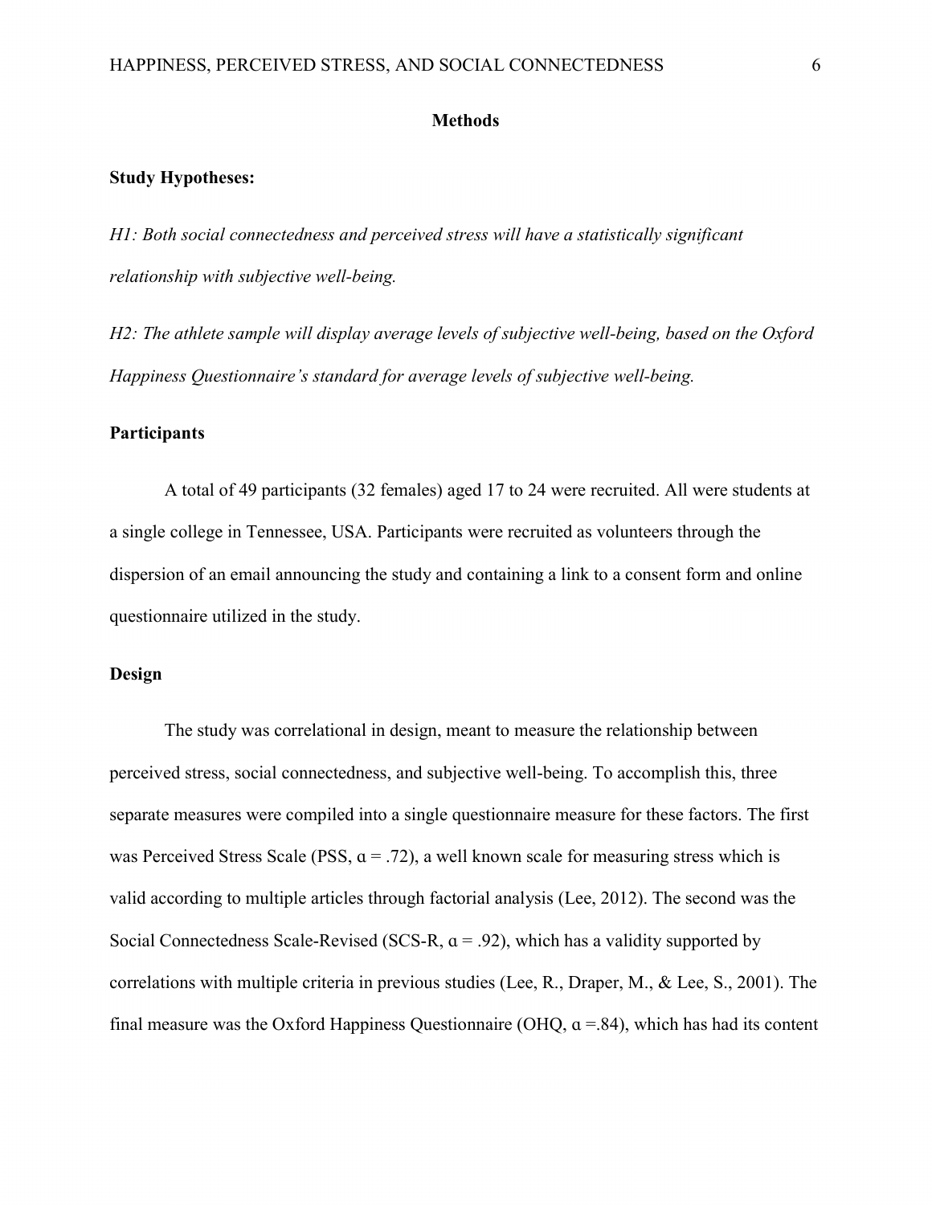## Methods

### Study Hypotheses:

*H1: Both social connectedness and perceived stress will have a statistically significant relationship with subjective well-being.*

*H2: The athlete sample will display average levels of subjective well-being, based on the Oxford Happiness Questionnaire's standard for average levels of subjective well-being.*

### Participants

A total of 49 participants (32 females) aged 17 to 24 were recruited. All were students at a single college in Tennessee, USA. Participants were recruited as volunteers through the dispersion of an email announcing the study and containing a link to a consent form and online questionnaire utilized in the study.

### Design

The study was correlational in design, meant to measure the relationship between perceived stress, social connectedness, and subjective well-being. To accomplish this, three separate measures were compiled into a single questionnaire measure for these factors. The first was Perceived Stress Scale (PSS, $\alpha = .72$), a well known scale for measuring stress which is valid according to multiple articles through factorial analysis (Lee, 2012). The second was the Social Connectedness Scale-Revised (SCS-R, $\alpha = .92$), which has a validity supported by correlations with multiple criteria in previous studies (Lee, R., Draper, M., & Lee, S., 2001). The final measure was the Oxford Happiness Questionnaire (OHQ, $\alpha =.84$), which has had its content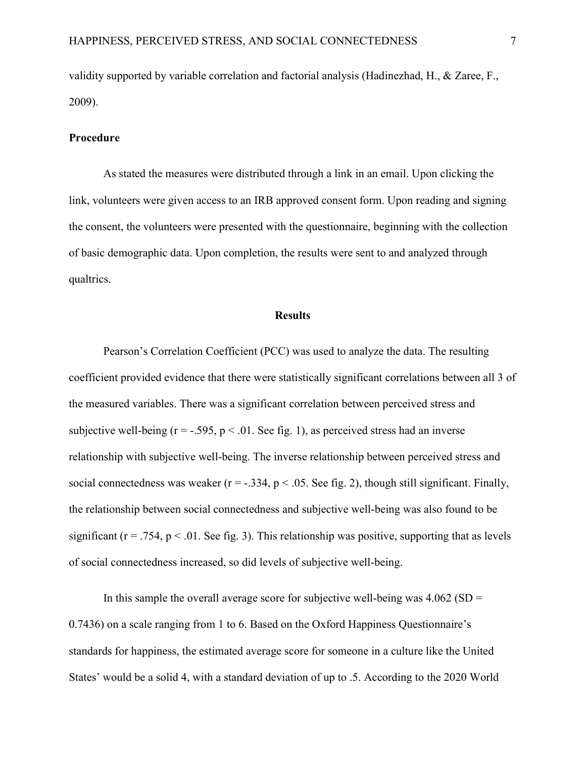validity supported by variable correlation and factorial analysis (Hadinezhad, H., & Zaree, F., 2009).

**Procedure**

As stated the measures were distributed through a link in an email. Upon clicking the link, volunteers were given access to an IRB approved consent form. Upon reading and signing the consent, the volunteers were presented with the questionnaire, beginning with the collection of basic demographic data. Upon completion, the results were sent to and analyzed through qualtrics.

## Results

Pearson's Correlation Coefficient (PCC) was used to analyze the data. The resulting coefficient provided evidence that there were statistically significant correlations between all 3 of the measured variables. There was a significant correlation between perceived stress and subjective well-being ($r = -.595$, $p < .01$. See fig. 1), as perceived stress had an inverse relationship with subjective well-being. The inverse relationship between perceived stress and social connectedness was weaker ($r = -.334$, $p < .05$. See fig. 2), though still significant. Finally, the relationship between social connectedness and subjective well-being was also found to be significant ($r = .754$, $p < .01$. See fig. 3). This relationship was positive, supporting that as levels of social connectedness increased, so did levels of subjective well-being.

In this sample the overall average score for subjective well-being was 4.062 (SD = 0.7436) on a scale ranging from 1 to 6. Based on the Oxford Happiness Questionnaire's standards for happiness, the estimated average score for someone in a culture like the United States' would be a solid 4, with a standard deviation of up to .5. According to the 2020 World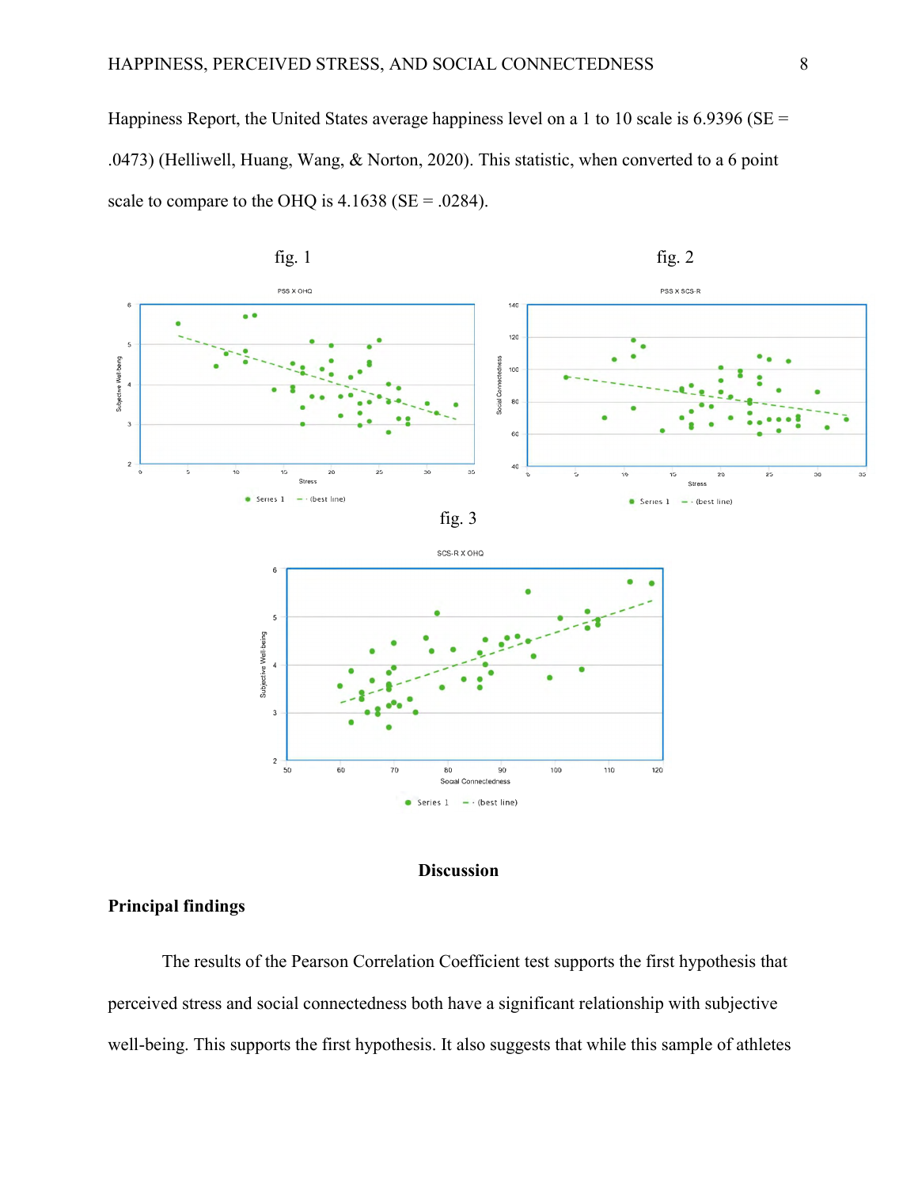Happiness Report, the United States average happiness level on a 1 to 10 scale is 6.9396 (SE = .0473) (Helliwell, Huang, Wang, & Norton, 2020). This statistic, when converted to a 6 point scale to compare to the OHQ is 4.1638 (SE = .0284).

fig. 1

fig. 2

fig. 3

## Discussion

### Principal findings

The results of the Pearson Correlation Coefficient test supports the first hypothesis that perceived stress and social connectedness both have a significant relationship with subjective well-being. This supports the first hypothesis. It also suggests that while this sample of athletes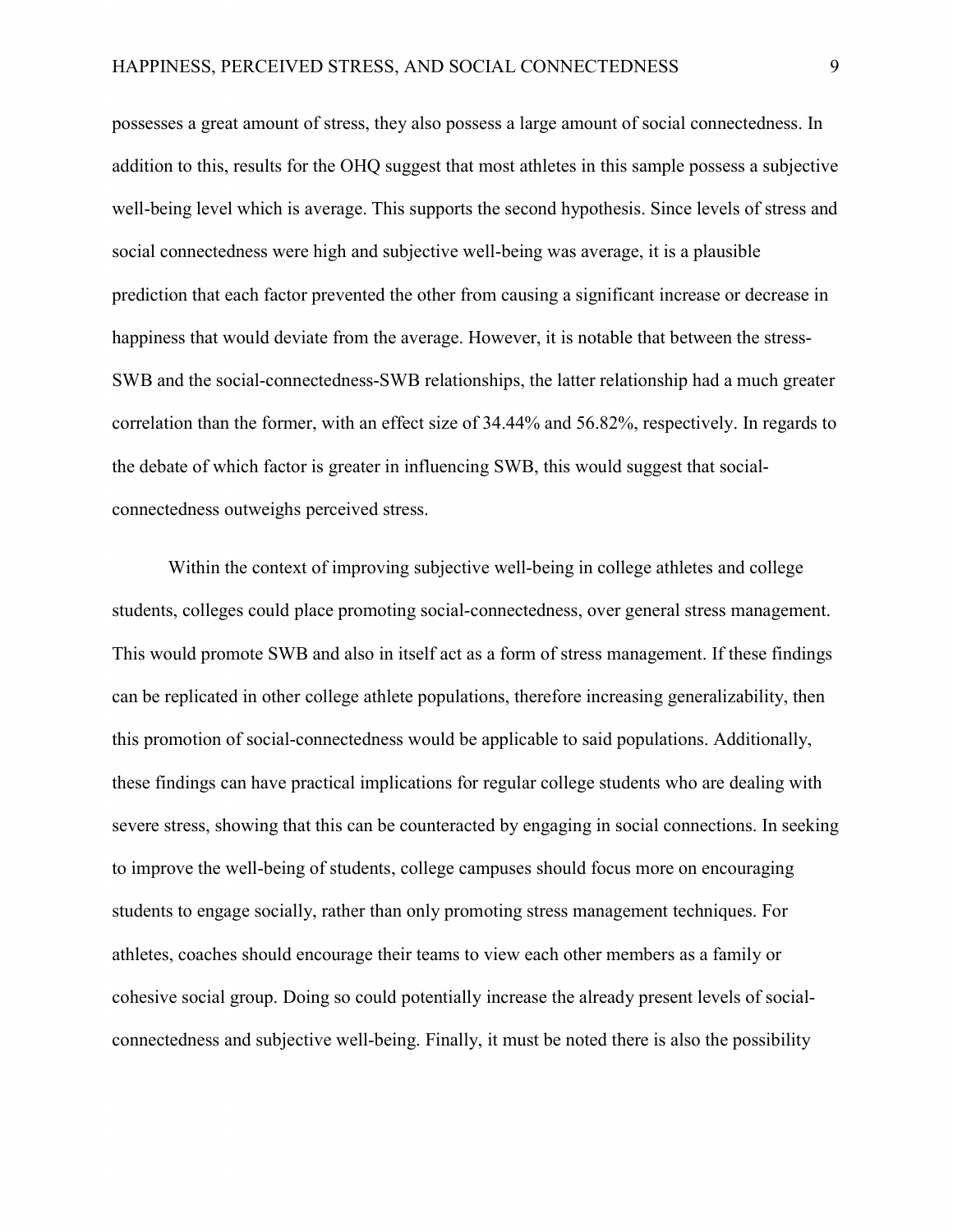possesses a great amount of stress, they also possess a large amount of social connectedness. In addition to this, results for the OHQ suggest that most athletes in this sample possess a subjective well-being level which is average. This supports the second hypothesis. Since levels of stress and social connectedness were high and subjective well-being was average, it is a plausible prediction that each factor prevented the other from causing a significant increase or decrease in happiness that would deviate from the average. However, it is notable that between the stress-SWB and the social-connectedness-SWB relationships, the latter relationship had a much greater correlation than the former, with an effect size of 34.44% and 56.82%, respectively. In regards to the debate of which factor is greater in influencing SWB, this would suggest that social-connectedness outweighs perceived stress.

Within the context of improving subjective well-being in college athletes and college students, colleges could place promoting social-connectedness, over general stress management. This would promote SWB and also in itself act as a form of stress management. If these findings can be replicated in other college athlete populations, therefore increasing generalizability, then this promotion of social-connectedness would be applicable to said populations. Additionally, these findings can have practical implications for regular college students who are dealing with severe stress, showing that this can be counteracted by engaging in social connections. In seeking to improve the well-being of students, college campuses should focus more on encouraging students to engage socially, rather than only promoting stress management techniques. For athletes, coaches should encourage their teams to view each other members as a family or cohesive social group. Doing so could potentially increase the already present levels of social-connectedness and subjective well-being. Finally, it must be noted there is also the possibility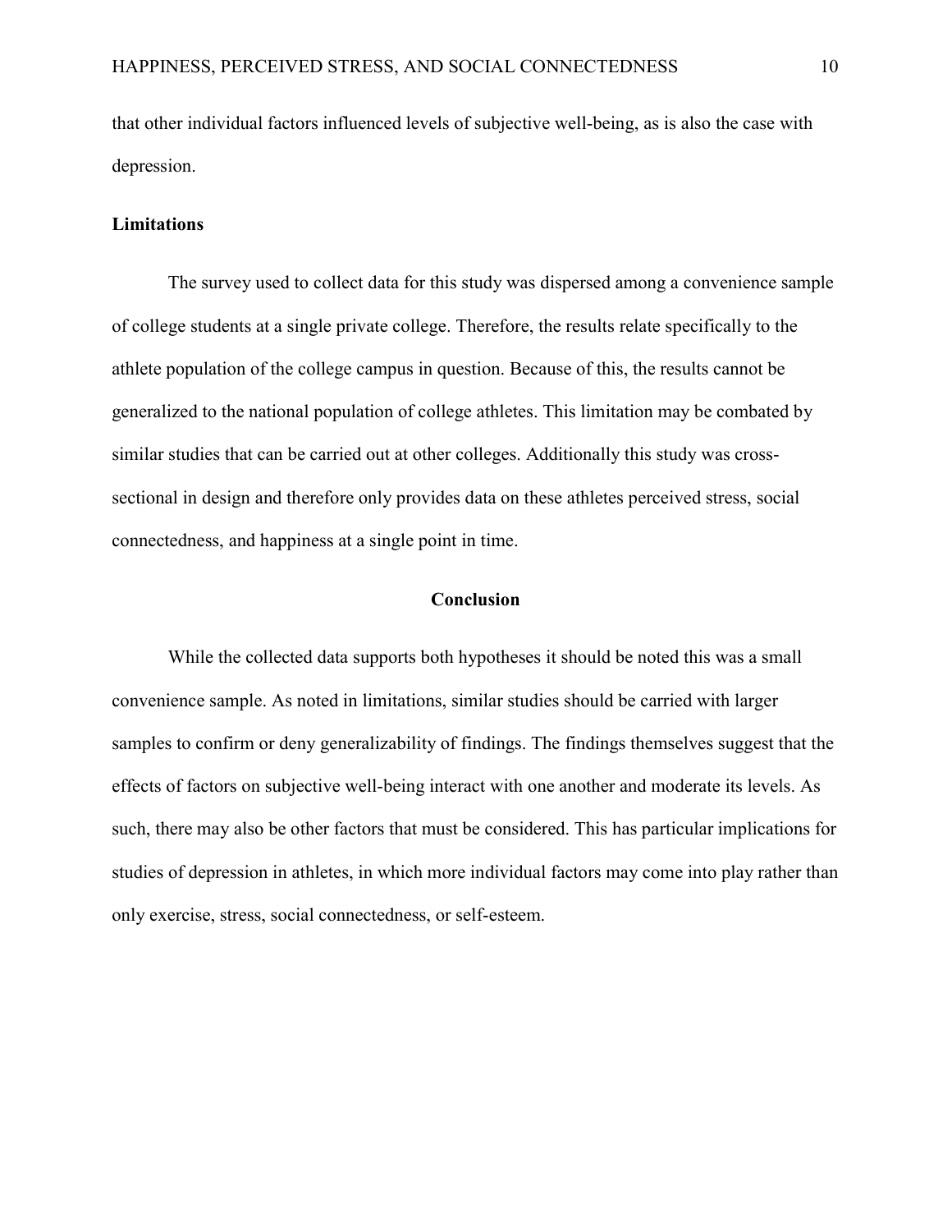that other individual factors influenced levels of subjective well-being, as is also the case with depression.

**Limitations**

The survey used to collect data for this study was dispersed among a convenience sample of college students at a single private college. Therefore, the results relate specifically to the athlete population of the college campus in question. Because of this, the results cannot be generalized to the national population of college athletes. This limitation may be combated by similar studies that can be carried out at other colleges. Additionally this study was cross-sectional in design and therefore only provides data on these athletes perceived stress, social connectedness, and happiness at a single point in time.

## Conclusion

While the collected data supports both hypotheses it should be noted this was a small convenience sample. As noted in limitations, similar studies should be carried with larger samples to confirm or deny generalizability of findings. The findings themselves suggest that the effects of factors on subjective well-being interact with one another and moderate its levels. As such, there may also be other factors that must be considered. This has particular implications for studies of depression in athletes, in which more individual factors may come into play rather than only exercise, stress, social connectedness, or self-esteem.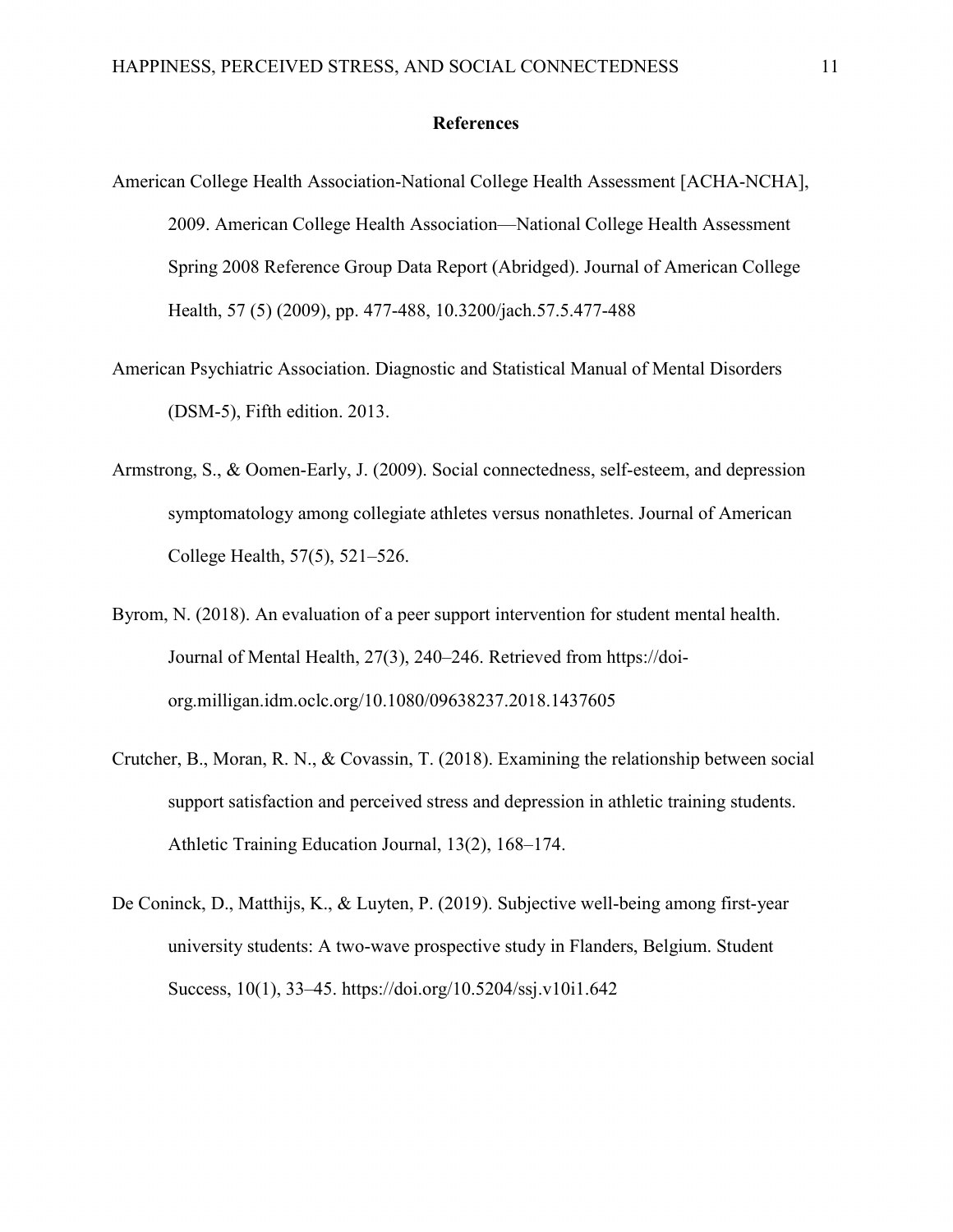## References

American College Health Association-National College Health Assessment [ACHA-NCHA], 2009. American College Health Association—National College Health Assessment Spring 2008 Reference Group Data Report (Abridged). Journal of American College Health, 57 (5) (2009), pp. 477-488, 10.3200/jach.57.5.477-488

American Psychiatric Association. Diagnostic and Statistical Manual of Mental Disorders (DSM-5), Fifth edition. 2013.

Armstrong, S., & Oomen-Early, J. (2009). Social connectedness, self-esteem, and depression symptomatology among collegiate athletes versus nonathletes. Journal of American College Health, 57(5), 521–526.

Byrom, N. (2018). An evaluation of a peer support intervention for student mental health. Journal of Mental Health, 27(3), 240–246. Retrieved from https://doi-org.milligan.idm.oclc.org/10.1080/09638237.2018.1437605

Crutcher, B., Moran, R. N., & Covassin, T. (2018). Examining the relationship between social support satisfaction and perceived stress and depression in athletic training students. Athletic Training Education Journal, 13(2), 168–174.

De Coninck, D., Matthijs, K., & Luyten, P. (2019). Subjective well-being among first-year university students: A two-wave prospective study in Flanders, Belgium. Student Success, 10(1), 33–45. https://doi.org/10.5204/ssj.v10i1.642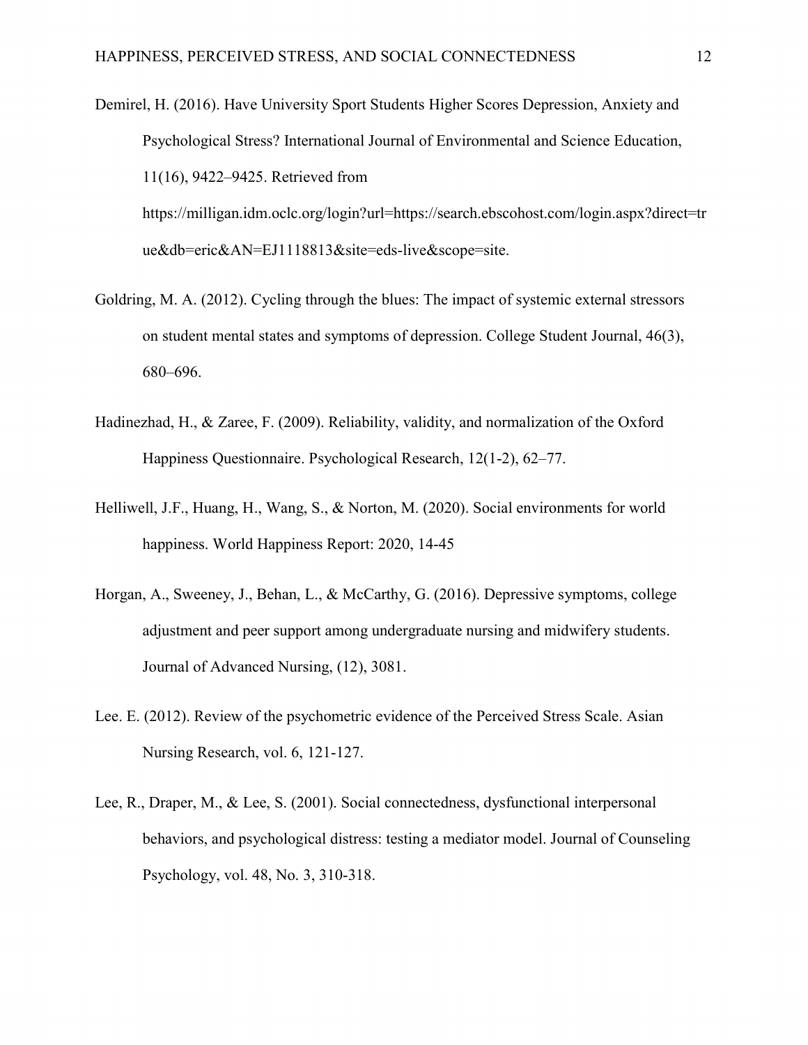Demirel, H. (2016). Have University Sport Students Higher Scores Depression, Anxiety and Psychological Stress? International Journal of Environmental and Science Education, 11(16), 9422–9425. Retrieved from https://milligan.idm.oclc.org/login?url=https://search.ebscohost.com/login.aspx?direct=true&db=eric&AN=EJ1118813&site=eds-live&scope=site.

Goldring, M. A. (2012). Cycling through the blues: The impact of systemic external stressors on student mental states and symptoms of depression. College Student Journal, 46(3), 680–696.

Hadinezhad, H., & Zaree, F. (2009). Reliability, validity, and normalization of the Oxford Happiness Questionnaire. Psychological Research, 12(1-2), 62–77.

Helliwell, J.F., Huang, H., Wang, S., & Norton, M. (2020). Social environments for world happiness. World Happiness Report: 2020, 14-45

Horgan, A., Sweeney, J., Behan, L., & McCarthy, G. (2016). Depressive symptoms, college adjustment and peer support among undergraduate nursing and midwifery students. Journal of Advanced Nursing, (12), 3081.

Lee. E. (2012). Review of the psychometric evidence of the Perceived Stress Scale. Asian Nursing Research, vol. 6, 121-127.

Lee, R., Draper, M., & Lee, S. (2001). Social connectedness, dysfunctional interpersonal behaviors, and psychological distress: testing a mediator model. Journal of Counseling Psychology, vol. 48, No. 3, 310-318.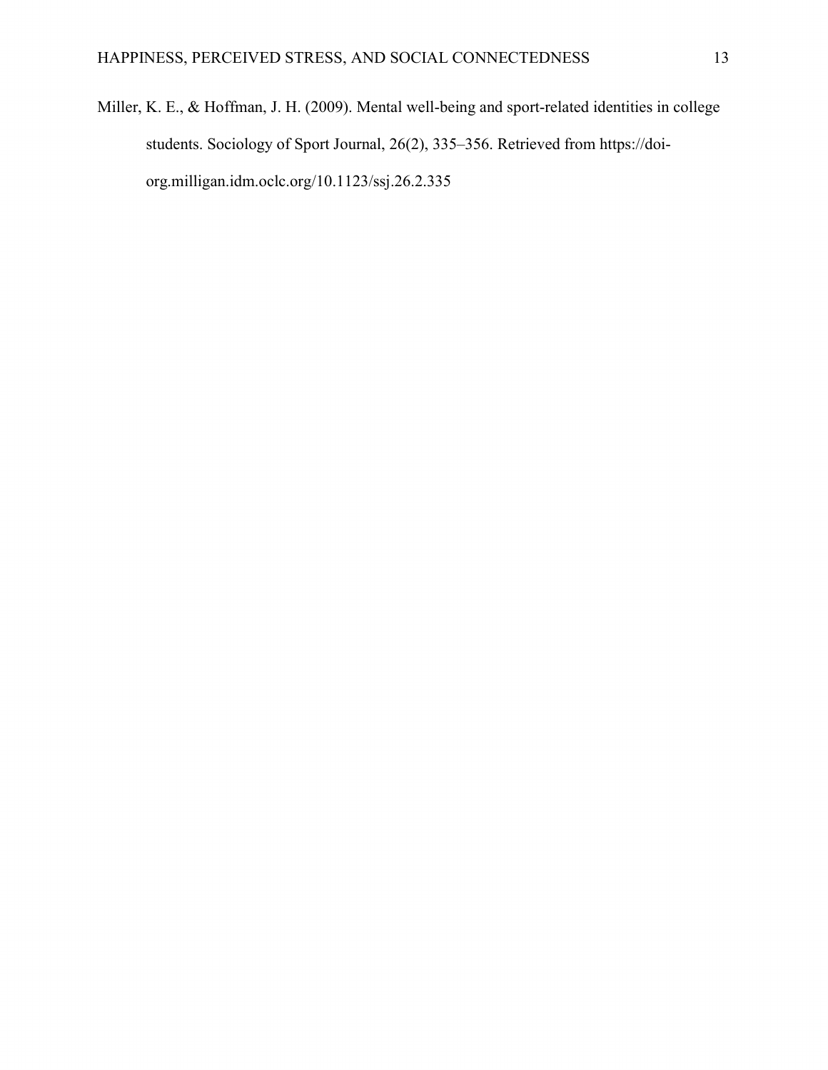Miller, K. E., & Hoffman, J. H. (2009). Mental well-being and sport-related identities in college students. Sociology of Sport Journal, 26(2), 335–356. Retrieved from https://doi-org.milligan.idm.oclc.org/10.1123/ssj.26.2.335